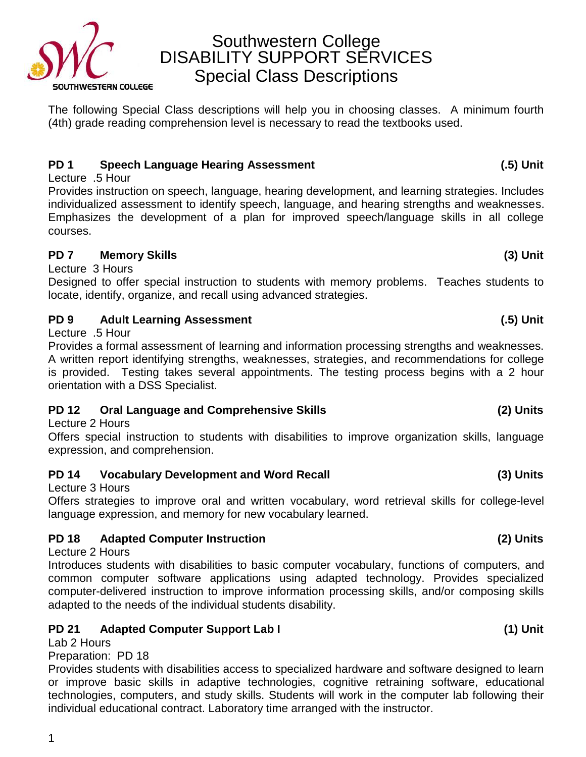# Southwestern College
# DISABILITY SUPPORT SERVICES
## Special Class Descriptions

The following Special Class descriptions will help you in choosing classes. A minimum fourth (4th) grade reading comprehension level is necessary to read the textbooks used.

**PD 1 Speech Language Hearing Assessment (.5) Unit**

Lecture .5 Hour

Provides instruction on speech, language, hearing development, and learning strategies. Includes individualized assessment to identify speech, language, and hearing strengths and weaknesses. Emphasizes the development of a plan for improved speech/language skills in all college courses.

**PD 7 Memory Skills (3) Unit**

Lecture 3 Hours

Designed to offer special instruction to students with memory problems. Teaches students to locate, identify, organize, and recall using advanced strategies.

**PD 9 Adult Learning Assessment (.5) Unit**

Lecture .5 Hour

Provides a formal assessment of learning and information processing strengths and weaknesses. A written report identifying strengths, weaknesses, strategies, and recommendations for college is provided. Testing takes several appointments. The testing process begins with a 2 hour orientation with a DSS Specialist.

**PD 12 Oral Language and Comprehensive Skills (2) Units**

Lecture 2 Hours

Offers special instruction to students with disabilities to improve organization skills, language expression, and comprehension.

**PD 14 Vocabulary Development and Word Recall (3) Units**

Lecture 3 Hours

Offers strategies to improve oral and written vocabulary, word retrieval skills for college-level language expression, and memory for new vocabulary learned.

**PD 18 Adapted Computer Instruction (2) Units**

Lecture 2 Hours

Introduces students with disabilities to basic computer vocabulary, functions of computers, and common computer software applications using adapted technology. Provides specialized computer-delivered instruction to improve information processing skills, and/or composing skills adapted to the needs of the individual students disability.

**PD 21 Adapted Computer Support Lab I (1) Unit**

Lab 2 Hours

Preparation: PD 18

Provides students with disabilities access to specialized hardware and software designed to learn or improve basic skills in adaptive technologies, cognitive retraining software, educational technologies, computers, and study skills. Students will work in the computer lab following their individual educational contract. Laboratory time arranged with the instructor.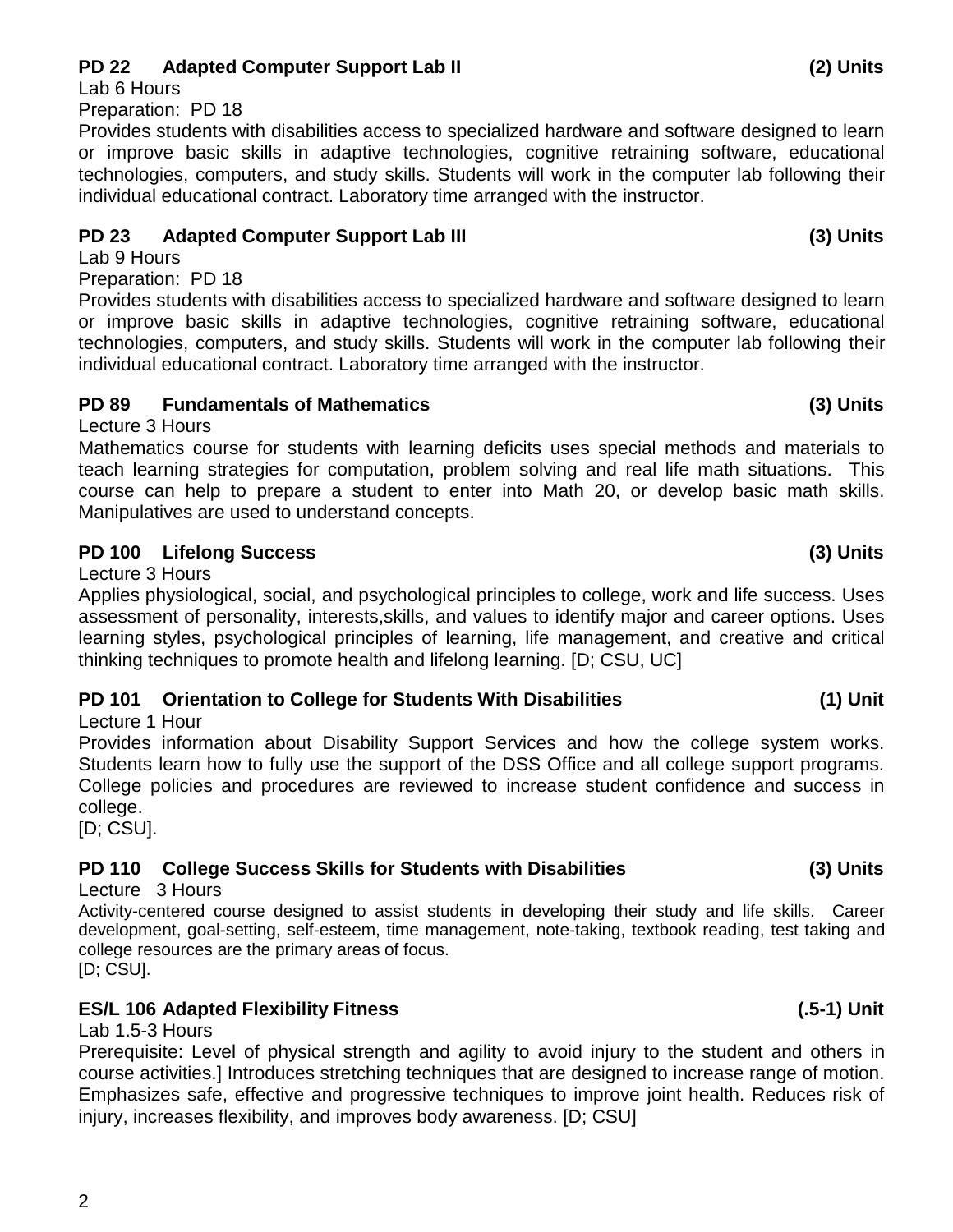**PD 22 Adapted Computer Support Lab II (2) Units**

Lab 6 Hours

Preparation: PD 18

Provides students with disabilities access to specialized hardware and software designed to learn or improve basic skills in adaptive technologies, cognitive retraining software, educational technologies, computers, and study skills. Students will work in the computer lab following their individual educational contract. Laboratory time arranged with the instructor.

**PD 23 Adapted Computer Support Lab III (3) Units**

Lab 9 Hours

Preparation: PD 18

Provides students with disabilities access to specialized hardware and software designed to learn or improve basic skills in adaptive technologies, cognitive retraining software, educational technologies, computers, and study skills. Students will work in the computer lab following their individual educational contract. Laboratory time arranged with the instructor.

**PD 89 Fundamentals of Mathematics (3) Units**

Lecture 3 Hours

Mathematics course for students with learning deficits uses special methods and materials to teach learning strategies for computation, problem solving and real life math situations. This course can help to prepare a student to enter into Math 20, or develop basic math skills. Manipulatives are used to understand concepts.

**PD 100 Lifelong Success (3) Units**

Lecture 3 Hours

Applies physiological, social, and psychological principles to college, work and life success. Uses assessment of personality, interests,skills, and values to identify major and career options. Uses learning styles, psychological principles of learning, life management, and creative and critical thinking techniques to promote health and lifelong learning. [D; CSU, UC]

**PD 101 Orientation to College for Students With Disabilities (1) Unit**

Lecture 1 Hour

Provides information about Disability Support Services and how the college system works. Students learn how to fully use the support of the DSS Office and all college support programs. College policies and procedures are reviewed to increase student confidence and success in college.
[D; CSU].

**PD 110 College Success Skills for Students with Disabilities (3) Units**

Lecture 3 Hours

Activity-centered course designed to assist students in developing their study and life skills. Career development, goal-setting, self-esteem, time management, note-taking, textbook reading, test taking and college resources are the primary areas of focus.
[D; CSU].

**ES/L 106 Adapted Flexibility Fitness (.5-1) Unit**

Lab 1.5-3 Hours

Prerequisite: Level of physical strength and agility to avoid injury to the student and others in course activities.] Introduces stretching techniques that are designed to increase range of motion. Emphasizes safe, effective and progressive techniques to improve joint health. Reduces risk of injury, increases flexibility, and improves body awareness. [D; CSU]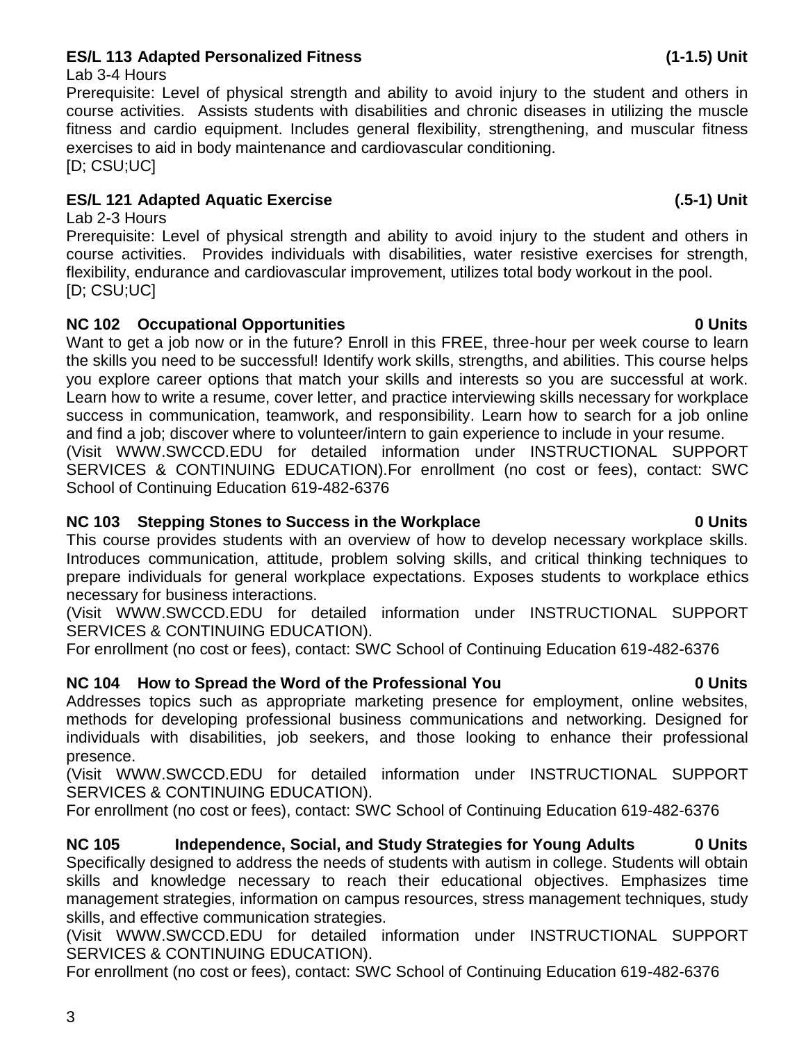**ES/L 113 Adapted Personalized Fitness (1-1.5) Unit**

Lab 3-4 Hours

Prerequisite: Level of physical strength and ability to avoid injury to the student and others in course activities. Assists students with disabilities and chronic diseases in utilizing the muscle fitness and cardio equipment. Includes general flexibility, strengthening, and muscular fitness exercises to aid in body maintenance and cardiovascular conditioning.

[D; CSU;UC]

**ES/L 121 Adapted Aquatic Exercise (.5-1) Unit**

Lab 2-3 Hours

Prerequisite: Level of physical strength and ability to avoid injury to the student and others in course activities. Provides individuals with disabilities, water resistive exercises for strength, flexibility, endurance and cardiovascular improvement, utilizes total body workout in the pool.

[D; CSU;UC]

**NC 102 Occupational Opportunities 0 Units**

Want to get a job now or in the future? Enroll in this FREE, three-hour per week course to learn the skills you need to be successful! Identify work skills, strengths, and abilities. This course helps you explore career options that match your skills and interests so you are successful at work. Learn how to write a resume, cover letter, and practice interviewing skills necessary for workplace success in communication, teamwork, and responsibility. Learn how to search for a job online and find a job; discover where to volunteer/intern to gain experience to include in your resume.

(Visit WWW.SWCCD.EDU for detailed information under INSTRUCTIONAL SUPPORT SERVICES & CONTINUING EDUCATION).For enrollment (no cost or fees), contact: SWC School of Continuing Education 619-482-6376

**NC 103 Stepping Stones to Success in the Workplace 0 Units**

This course provides students with an overview of how to develop necessary workplace skills. Introduces communication, attitude, problem solving skills, and critical thinking techniques to prepare individuals for general workplace expectations. Exposes students to workplace ethics necessary for business interactions.

(Visit WWW.SWCCD.EDU for detailed information under INSTRUCTIONAL SUPPORT SERVICES & CONTINUING EDUCATION).

For enrollment (no cost or fees), contact: SWC School of Continuing Education 619-482-6376

**NC 104 How to Spread the Word of the Professional You 0 Units**

Addresses topics such as appropriate marketing presence for employment, online websites, methods for developing professional business communications and networking. Designed for individuals with disabilities, job seekers, and those looking to enhance their professional presence.

(Visit WWW.SWCCD.EDU for detailed information under INSTRUCTIONAL SUPPORT SERVICES & CONTINUING EDUCATION).

For enrollment (no cost or fees), contact: SWC School of Continuing Education 619-482-6376

**NC 105 Independence, Social, and Study Strategies for Young Adults 0 Units**

Specifically designed to address the needs of students with autism in college. Students will obtain skills and knowledge necessary to reach their educational objectives. Emphasizes time management strategies, information on campus resources, stress management techniques, study skills, and effective communication strategies.

(Visit WWW.SWCCD.EDU for detailed information under INSTRUCTIONAL SUPPORT SERVICES & CONTINUING EDUCATION).

For enrollment (no cost or fees), contact: SWC School of Continuing Education 619-482-6376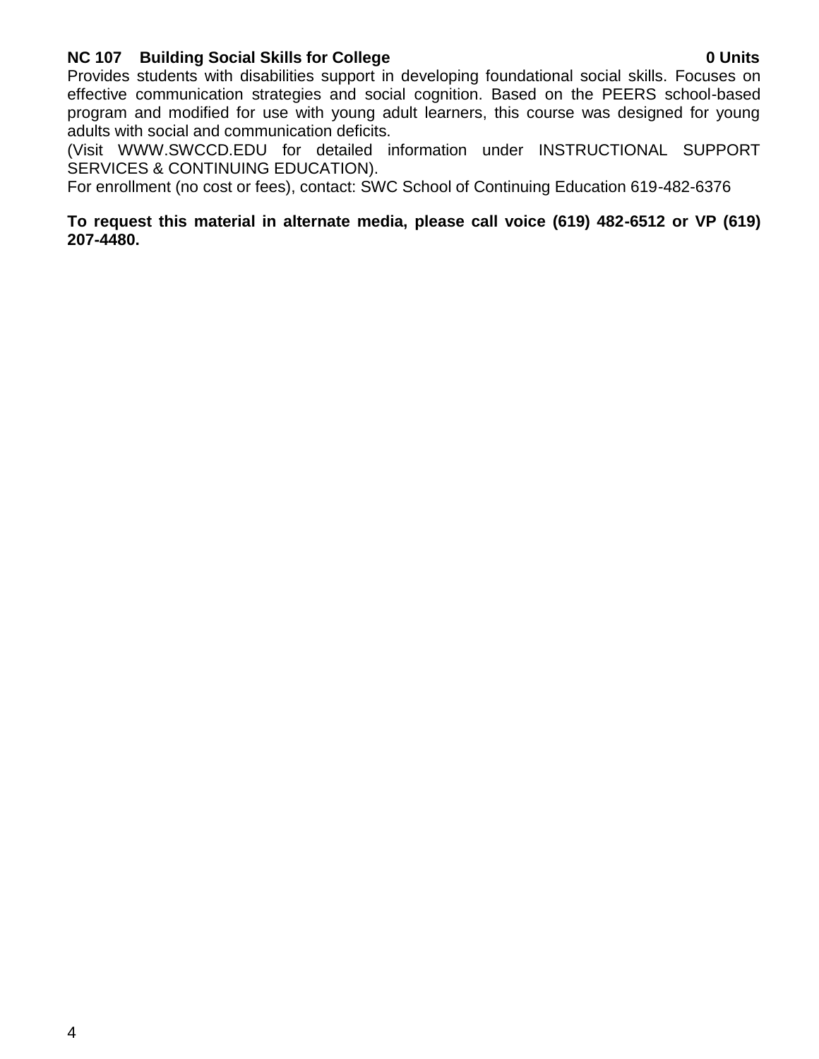**NC 107 Building Social Skills for College 0 Units**

Provides students with disabilities support in developing foundational social skills. Focuses on effective communication strategies and social cognition. Based on the PEERS school-based program and modified for use with young adult learners, this course was designed for young adults with social and communication deficits.

(Visit WWW.SWCCD.EDU for detailed information under INSTRUCTIONAL SUPPORT SERVICES & CONTINUING EDUCATION).

For enrollment (no cost or fees), contact: SWC School of Continuing Education 619-482-6376

**To request this material in alternate media, please call voice (619) 482-6512 or VP (619) 207-4480.**